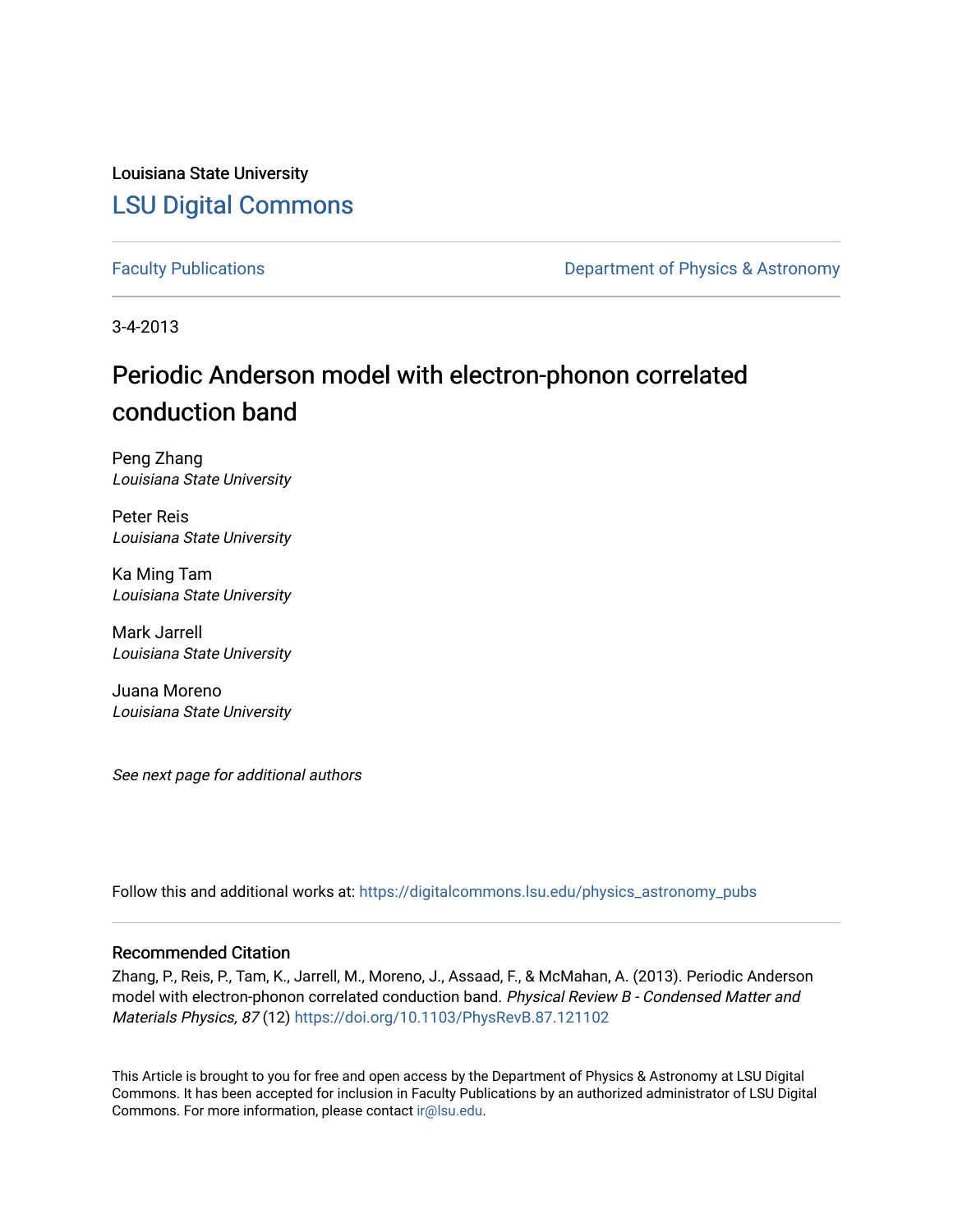Louisiana State University

# LSU Digital Commons

Faculty Publications | Department of Physics & Astronomy

3-4-2013

## Periodic Anderson model with electron-phonon correlated conduction band

Peng Zhang
*Louisiana State University*

Peter Reis
*Louisiana State University*

Ka Ming Tam
*Louisiana State University*

Mark Jarrell
*Louisiana State University*

Juana Moreno
*Louisiana State University*

*See next page for additional authors*

Follow this and additional works at: https://digitalcommons.lsu.edu/physics_astronomy_pubs

### Recommended Citation

Zhang, P., Reis, P., Tam, K., Jarrell, M., Moreno, J., Assaad, F., & McMahan, A. (2013). Periodic Anderson model with electron-phonon correlated conduction band. *Physical Review B - Condensed Matter and Materials Physics, 87* (12) https://doi.org/10.1103/PhysRevB.87.121102

This Article is brought to you for free and open access by the Department of Physics & Astronomy at LSU Digital Commons. It has been accepted for inclusion in Faculty Publications by an authorized administrator of LSU Digital Commons. For more information, please contact ir@lsu.edu.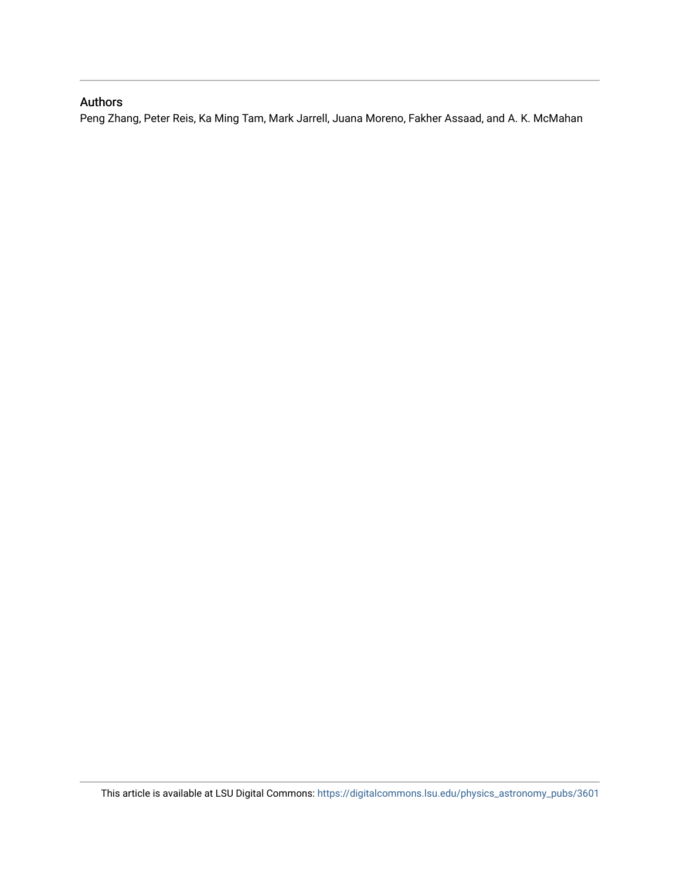## Authors

Peng Zhang, Peter Reis, Ka Ming Tam, Mark Jarrell, Juana Moreno, Fakher Assaad, and A. K. McMahan

This article is available at LSU Digital Commons: https://digitalcommons.lsu.edu/physics_astronomy_pubs/3601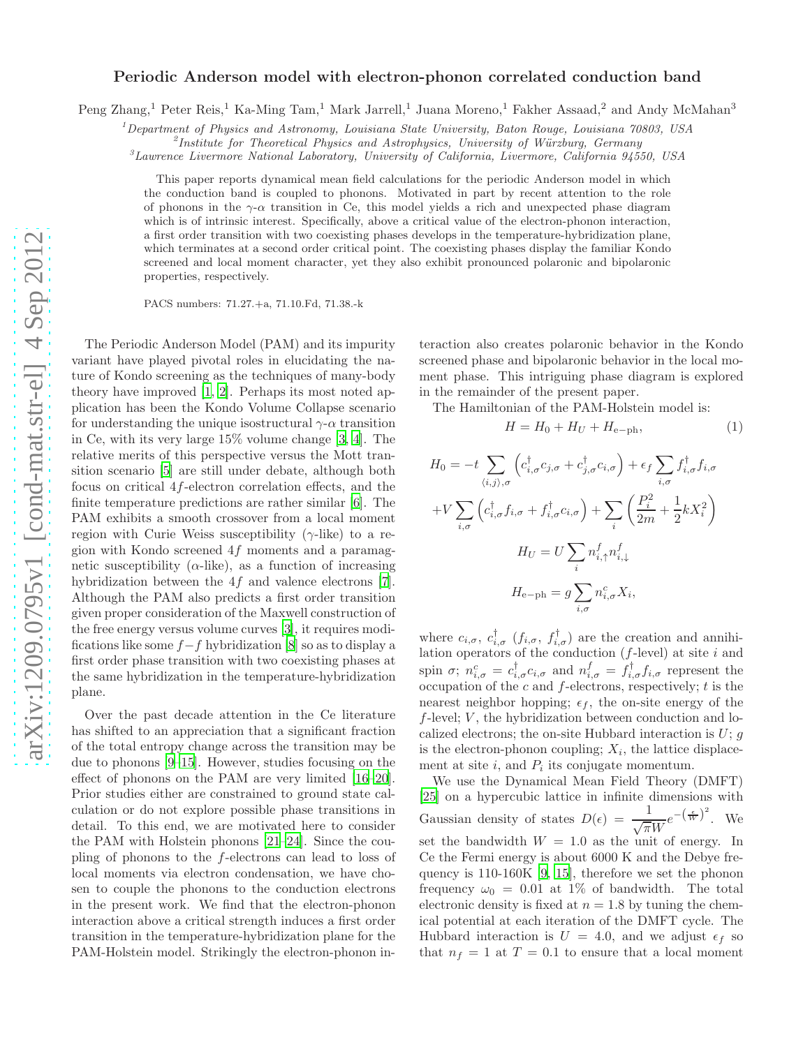# Periodic Anderson model with electron-phonon correlated conduction band

Peng Zhang,[1] Peter Reis,[1] Ka-Ming Tam,[1] Mark Jarrell,[1] Juana Moreno,[1] Fakher Assaad,[2] and Andy McMahan[3]

[1] *Department of Physics and Astronomy, Louisiana State University, Baton Rouge, Louisiana 70803, USA*
[2] *Institute for Theoretical Physics and Astrophysics, University of Würzburg, Germany*
[3] *Lawrence Livermore National Laboratory, University of California, Livermore, California 94550, USA*

This paper reports dynamical mean field calculations for the periodic Anderson model in which the conduction band is coupled to phonons. Motivated in part by recent attention to the role of phonons in the $\gamma$-$\alpha$ transition in Ce, this model yields a rich and unexpected phase diagram which is of intrinsic interest. Specifically, above a critical value of the electron-phonon interaction, a first order transition with two coexisting phases develops in the temperature-hybridization plane, which terminates at a second order critical point. The coexisting phases display the familiar Kondo screened and local moment character, yet they also exhibit pronounced polaronic and bipolaronic properties, respectively.

PACS numbers: 71.27.+a, 71.10.Fd, 71.38.-k

The Periodic Anderson Model (PAM) and its impurity variant have played pivotal roles in elucidating the nature of Kondo screening as the techniques of many-body theory have improved [1, 2]. Perhaps its most noted application has been the Kondo Volume Collapse scenario for understanding the unique isostructural $\gamma$-$\alpha$ transition in Ce, with its very large 15% volume change [3, 4]. The relative merits of this perspective versus the Mott transition scenario [5] are still under debate, although both focus on critical $4f$-electron correlation effects, and the finite temperature predictions are rather similar [6]. The PAM exhibits a smooth crossover from a local moment region with Curie Weiss susceptibility ($\gamma$-like) to a region with Kondo screened $4f$ moments and a paramagnetic susceptibility ($\alpha$-like), as a function of increasing hybridization between the $4f$ and valence electrons [7]. Although the PAM also predicts a first order transition given proper consideration of the Maxwell construction of the free energy versus volume curves [3], it requires modifications like some $f-f$ hybridization [8] so as to display a first order phase transition with two coexisting phases at the same hybridization in the temperature-hybridization plane.

Over the past decade attention in the Ce literature has shifted to an appreciation that a significant fraction of the total entropy change across the transition may be due to phonons [9–15]. However, studies focusing on the effect of phonons on the PAM are very limited [16–20]. Prior studies either are constrained to ground state calculation or do not explore possible phase transitions in detail. To this end, we are motivated here to consider the PAM with Holstein phonons [21–24]. Since the coupling of phonons to the $f$-electrons can lead to loss of local moments via electron condensation, we have chosen to couple the phonons to the conduction electrons in the present work. We find that the electron-phonon interaction above a critical strength induces a first order transition in the temperature-hybridization plane for the PAM-Holstein model. Strikingly the electron-phonon interaction also creates polaronic behavior in the Kondo screened phase and bipolaronic behavior in the local moment phase. This intriguing phase diagram is explored in the remainder of the present paper.

The Hamiltonian of the PAM-Holstein model is:

$$H = H_0 + H_U + H_{\rm e-ph}, \tag{1}$$

$$H_0 = -t \sum_{\langle i,j\rangle,\sigma} \left( c^\dagger_{i,\sigma} c_{j,\sigma} + c^\dagger_{j,\sigma} c_{i,\sigma} \right) + \epsilon_f \sum_{i,\sigma} f^\dagger_{i,\sigma} f_{i,\sigma}$$
$$+ V \sum_{i,\sigma} \left( c^\dagger_{i,\sigma} f_{i,\sigma} + f^\dagger_{i,\sigma} c_{i,\sigma} \right) + \sum_i \left( \frac{P_i^2}{2m} + \frac{1}{2} k X_i^2 \right)$$

$$H_U = U \sum_i n^f_{i,\uparrow} n^f_{i,\downarrow}$$

$$H_{\rm e-ph} = g \sum_{i,\sigma} n^c_{i,\sigma} X_i,$$

where $c_{i,\sigma}$, $c^\dagger_{i,\sigma}$ ($f_{i,\sigma}$, $f^\dagger_{i,\sigma}$) are the creation and annihilation operators of the conduction ($f$-level) at site $i$ and spin $\sigma$; $n^c_{i,\sigma} = c^\dagger_{i,\sigma} c_{i,\sigma}$ and $n^f_{i,\sigma} = f^\dagger_{i,\sigma} f_{i,\sigma}$ represent the occupation of the $c$ and $f$-electrons, respectively; $t$ is the nearest neighbor hopping; $\epsilon_f$, the on-site energy of the $f$-level; $V$, the hybridization between conduction and localized electrons; the on-site Hubbard interaction is $U$; $g$ is the electron-phonon coupling; $X_i$, the lattice displacement at site $i$, and $P_i$ its conjugate momentum.

We use the Dynamical Mean Field Theory (DMFT) [25] on a hypercubic lattice in infinite dimensions with Gaussian density of states $D(\epsilon) = \frac{1}{\sqrt{\pi} W} e^{-\left(\frac{\epsilon}{W}\right)^2}$. We set the bandwidth $W = 1.0$ as the unit of energy. In Ce the Fermi energy is about 6000 K and the Debye frequency is 110-160K [9, 15], therefore we set the phonon frequency $\omega_0 = 0.01$ at 1% of bandwidth. The total electronic density is fixed at $n = 1.8$ by tuning the chemical potential at each iteration of the DMFT cycle. The Hubbard interaction is $U = 4.0$, and we adjust $\epsilon_f$ so that $n_f = 1$ at $T = 0.1$ to ensure that a local moment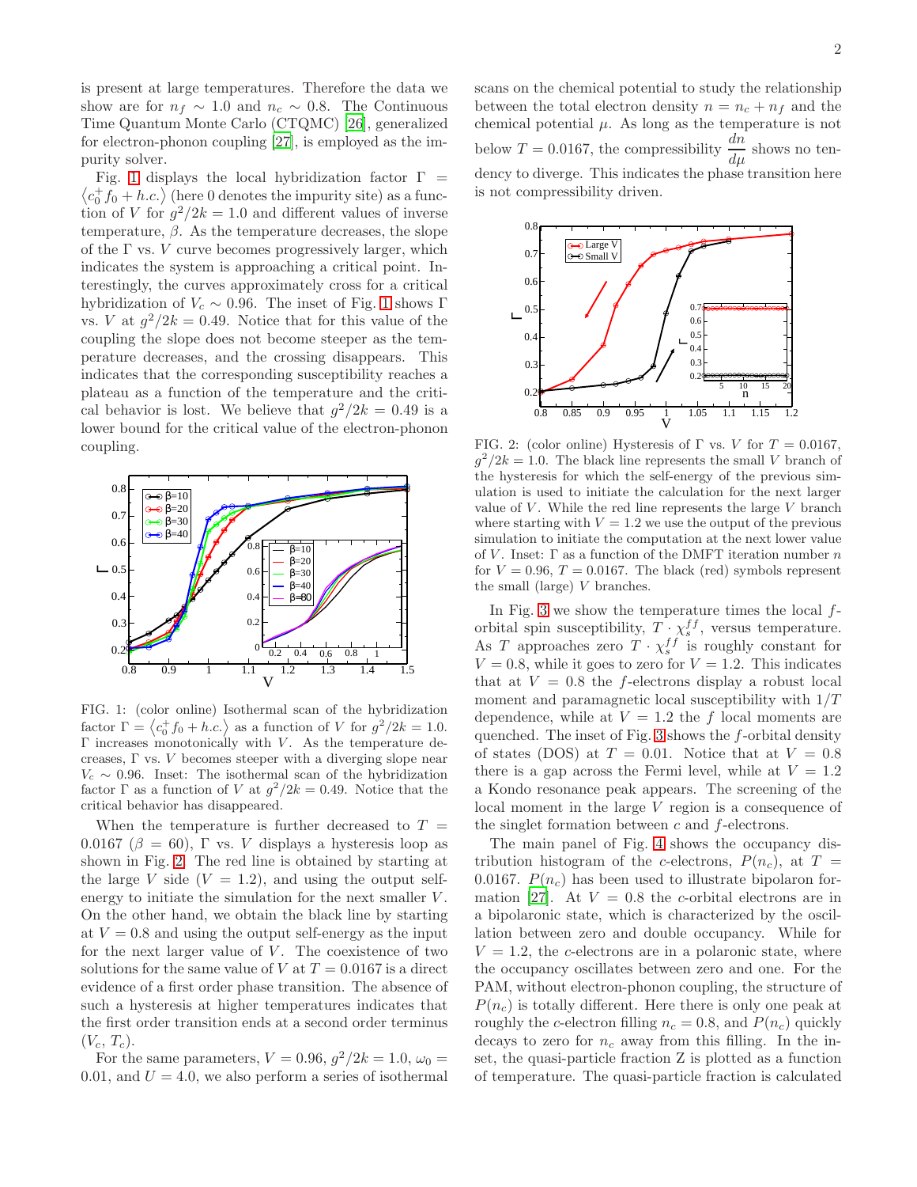is present at large temperatures. Therefore the data we show are for $n_f \sim 1.0$ and $n_c \sim 0.8$. The Continuous Time Quantum Monte Carlo (CTQMC) [26], generalized for electron-phonon coupling [27], is employed as the impurity solver.

Fig. 1 displays the local hybridization factor $\Gamma = \langle c_0^+ f_0 + h.c. \rangle$ (here 0 denotes the impurity site) as a function of $V$ for $g^2/2k = 1.0$ and different values of inverse temperature, $\beta$. As the temperature decreases, the slope of the $\Gamma$ vs. $V$ curve becomes progressively larger, which indicates the system is approaching a critical point. Interestingly, the curves approximately cross for a critical hybridization of $V_c \sim 0.96$. The inset of Fig. 1 shows $\Gamma$ vs. $V$ at $g^2/2k = 0.49$. Notice that for this value of the coupling the slope does not become steeper as the temperature decreases, and the crossing disappears. This indicates that the corresponding susceptibility reaches a plateau as a function of the temperature and the critical behavior is lost. We believe that $g^2/2k = 0.49$ is a lower bound for the critical value of the electron-phonon coupling.

FIG. 1: (color online) Isothermal scan of the hybridization factor $\Gamma = \langle c_0^+ f_0 + h.c. \rangle$ as a function of $V$ for $g^2/2k = 1.0$. $\Gamma$ increases monotonically with $V$. As the temperature decreases, $\Gamma$ vs. $V$ becomes steeper with a diverging slope near $V_c \sim 0.96$. Inset: The isothermal scan of the hybridization factor $\Gamma$ as a function of $V$ at $g^2/2k = 0.49$. Notice that the critical behavior has disappeared.

When the temperature is further decreased to $T = 0.0167$ ($\beta = 60$), $\Gamma$ vs. $V$ displays a hysteresis loop as shown in Fig. 2. The red line is obtained by starting at the large $V$ side ($V = 1.2$), and using the output self-energy to initiate the simulation for the next smaller $V$. On the other hand, we obtain the black line by starting at $V = 0.8$ and using the output self-energy as the input for the next larger value of $V$. The coexistence of two solutions for the same value of $V$ at $T = 0.0167$ is a direct evidence of a first order phase transition. The absence of such a hysteresis at higher temperatures indicates that the first order transition ends at a second order terminus $(V_c, T_c)$.

For the same parameters, $V = 0.96$, $g^2/2k = 1.0$, $\omega_0 = 0.01$, and $U = 4.0$, we also perform a series of isothermal scans on the chemical potential to study the relationship between the total electron density $n = n_c + n_f$ and the chemical potential $\mu$. As long as the temperature is not below $T = 0.0167$, the compressibility $\dfrac{dn}{d\mu}$ shows no tendency to diverge. This indicates the phase transition here is not compressibility driven.

FIG. 2: (color online) Hysteresis of $\Gamma$ vs. $V$ for $T = 0.0167$, $g^2/2k = 1.0$. The black line represents the small $V$ branch of the hysteresis for which the self-energy of the previous simulation is used to initiate the calculation for the next larger value of $V$. While the red line represents the large $V$ branch where starting with $V = 1.2$ we use the output of the previous simulation to initiate the computation at the next lower value of $V$. Inset: $\Gamma$ as a function of the DMFT iteration number $n$ for $V = 0.96$, $T = 0.0167$. The black (red) symbols represent the small (large) $V$ branches.

In Fig. 3 we show the temperature times the local $f$-orbital spin susceptibility, $T \cdot \chi_s^{ff}$, versus temperature. As $T$ approaches zero $T \cdot \chi_s^{ff}$ is roughly constant for $V = 0.8$, while it goes to zero for $V = 1.2$. This indicates that at $V = 0.8$ the $f$-electrons display a robust local moment and paramagnetic local susceptibility with $1/T$ dependence, while at $V = 1.2$ the $f$ local moments are quenched. The inset of Fig. 3 shows the $f$-orbital density of states (DOS) at $T = 0.01$. Notice that at $V = 0.8$ there is a gap across the Fermi level, while at $V = 1.2$ a Kondo resonance peak appears. The screening of the local moment in the large $V$ region is a consequence of the singlet formation between $c$ and $f$-electrons.

The main panel of Fig. 4 shows the occupancy distribution histogram of the $c$-electrons, $P(n_c)$, at $T = 0.0167$. $P(n_c)$ has been used to illustrate bipolaron formation [27]. At $V = 0.8$ the $c$-orbital electrons are in a bipolaronic state, which is characterized by the oscillation between zero and double occupancy. While for $V = 1.2$, the $c$-electrons are in a polaronic state, where the occupancy oscillates between zero and one. For the PAM, without electron-phonon coupling, the structure of $P(n_c)$ is totally different. Here there is only one peak at roughly the $c$-electron filling $n_c = 0.8$, and $P(n_c)$ quickly decays to zero for $n_c$ away from this filling. In the inset, the quasi-particle fraction Z is plotted as a function of temperature. The quasi-particle fraction is calculated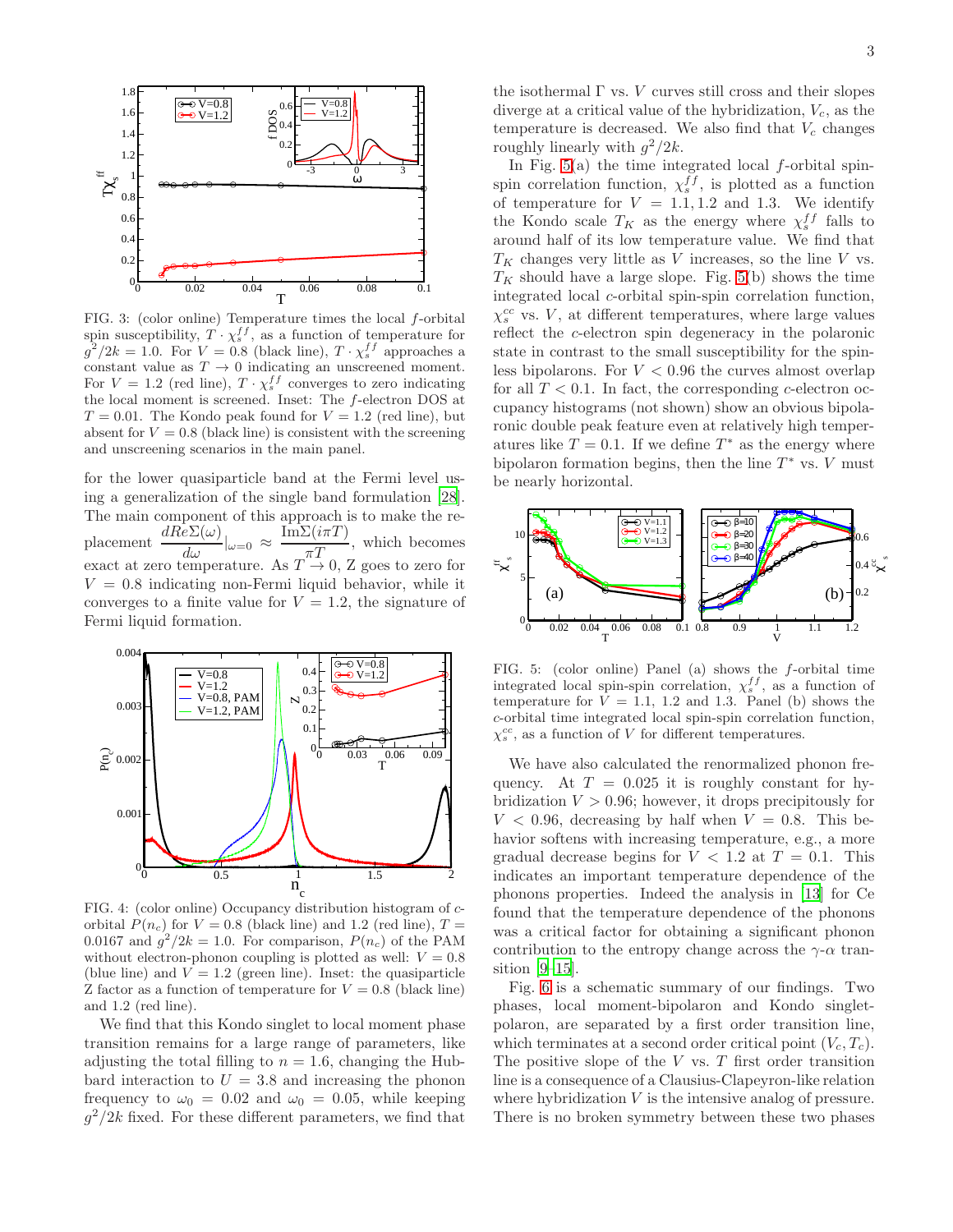FIG. 3: (color online) Temperature times the local $f$-orbital spin susceptibility, $T \cdot \chi_s^{ff}$, as a function of temperature for $g^2/2k = 1.0$. For $V = 0.8$ (black line), $T \cdot \chi_s^{ff}$ approaches a constant value as $T \to 0$ indicating an unscreened moment. For $V = 1.2$ (red line), $T \cdot \chi_s^{ff}$ converges to zero indicating the local moment is screened. Inset: The $f$-electron DOS at $T = 0.01$. The Kondo peak found for $V = 1.2$ (red line), but absent for $V = 0.8$ (black line) is consistent with the screening and unscreening scenarios in the main panel.

for the lower quasiparticle band at the Fermi level using a generalization of the single band formulation [28]. The main component of this approach is to make the replacement $\frac{dRe\Sigma(\omega)}{d\omega}|_{\omega=0} \approx \frac{\text{Im}\Sigma(i\pi T)}{\pi T}$, which becomes exact at zero temperature. As $T \to 0$, Z goes to zero for $V = 0.8$ indicating non-Fermi liquid behavior, while it converges to a finite value for $V = 1.2$, the signature of Fermi liquid formation.

FIG. 4: (color online) Occupancy distribution histogram of $c$-orbital $P(n_c)$ for $V = 0.8$ (black line) and 1.2 (red line), $T = 0.0167$ and $g^2/2k = 1.0$. For comparison, $P(n_c)$ of the PAM without electron-phonon coupling is plotted as well: $V = 0.8$ (blue line) and $V = 1.2$ (green line). Inset: the quasiparticle Z factor as a function of temperature for $V = 0.8$ (black line) and 1.2 (red line).

We find that this Kondo singlet to local moment phase transition remains for a large range of parameters, like adjusting the total filling to $n = 1.6$, changing the Hubbard interaction to $U = 3.8$ and increasing the phonon frequency to $\omega_0 = 0.02$ and $\omega_0 = 0.05$, while keeping $g^2/2k$ fixed. For these different parameters, we find that the isothermal $\Gamma$ vs. $V$ curves still cross and their slopes diverge at a critical value of the hybridization, $V_c$, as the temperature is decreased. We also find that $V_c$ changes roughly linearly with $g^2/2k$.

In Fig. 5(a) the time integrated local $f$-orbital spin-spin correlation function, $\chi_s^{ff}$, is plotted as a function of temperature for $V = 1.1, 1.2$ and $1.3$. We identify the Kondo scale $T_K$ as the energy where $\chi_s^{ff}$ falls to around half of its low temperature value. We find that $T_K$ changes very little as $V$ increases, so the line $V$ vs. $T_K$ should have a large slope. Fig. 5(b) shows the time integrated local $c$-orbital spin-spin correlation function, $\chi_s^{cc}$ vs. $V$, at different temperatures, where large values reflect the $c$-electron spin degeneracy in the polaronic state in contrast to the small susceptibility for the spinless bipolarons. For $V < 0.96$ the curves almost overlap for all $T < 0.1$. In fact, the corresponding $c$-electron occupancy histograms (not shown) show an obvious bipolaronic double peak feature even at relatively high temperatures like $T = 0.1$. If we define $T^*$ as the energy where bipolaron formation begins, then the line $T^*$ vs. $V$ must be nearly horizontal.

FIG. 5: (color online) Panel (a) shows the $f$-orbital time integrated local spin-spin correlation, $\chi_s^{ff}$, as a function of temperature for $V = 1.1$, 1.2 and 1.3. Panel (b) shows the $c$-orbital time integrated local spin-spin correlation function, $\chi_s^{cc}$, as a function of $V$ for different temperatures.

We have also calculated the renormalized phonon frequency. At $T = 0.025$ it is roughly constant for hybridization $V > 0.96$; however, it drops precipitously for $V < 0.96$, decreasing by half when $V = 0.8$. This behavior softens with increasing temperature, e.g., a more gradual decrease begins for $V < 1.2$ at $T = 0.1$. This indicates an important temperature dependence of the phonons properties. Indeed the analysis in [13] for Ce found that the temperature dependence of the phonons was a critical factor for obtaining a significant phonon contribution to the entropy change across the $\gamma$-$\alpha$ transition [9, 15].

Fig. 6 is a schematic summary of our findings. Two phases, local moment-bipolaron and Kondo singlet-polaron, are separated by a first order transition line, which terminates at a second order critical point $(V_c, T_c)$. The positive slope of the $V$ vs. $T$ first order transition line is a consequence of a Clausius-Clapeyron-like relation where hybridization $V$ is the intensive analog of pressure. There is no broken symmetry between these two phases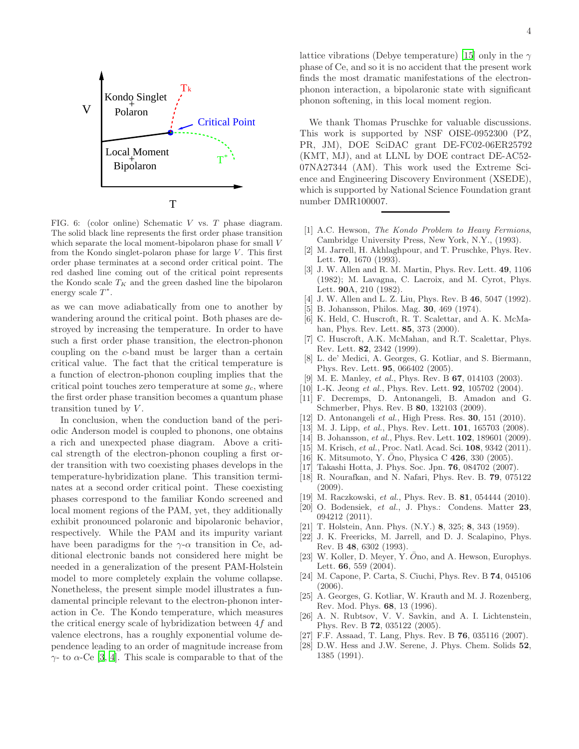V

Kondo Singlet
+
Polaron

Tk

Critical Point

Local Moment
+
Bipolaron

T*

T

FIG. 6: (color online) Schematic $V$ vs. $T$ phase diagram. The solid black line represents the first order phase transition which separate the local moment-bipolaron phase for small $V$ from the Kondo singlet-polaron phase for large $V$. This first order phase terminates at a second order critical point. The red dashed line coming out of the critical point represents the Kondo scale $T_K$ and the green dashed line the bipolaron energy scale $T^*$.

as we can move adiabatically from one to another by wandering around the critical point. Both phases are destroyed by increasing the temperature. In order to have such a first order phase transition, the electron-phonon coupling on the $c$-band must be larger than a certain critical value. The fact that the critical temperature is a function of electron-phonon coupling implies that the critical point touches zero temperature at some $g_c$, where the first order phase transition becomes a quantum phase transition tuned by $V$.

In conclusion, when the conduction band of the periodic Anderson model is coupled to phonons, one obtains a rich and unexpected phase diagram. Above a critical strength of the electron-phonon coupling a first order transition with two coexisting phases develops in the temperature-hybridization plane. This transition terminates at a second order critical point. These coexisting phases correspond to the familiar Kondo screened and local moment regions of the PAM, yet, they additionally exhibit pronounced polaronic and bipolaronic behavior, respectively. While the PAM and its impurity variant have been paradigms for the $\gamma$-$\alpha$ transition in Ce, additional electronic bands not considered here might be needed in a generalization of the present PAM-Holstein model to more completely explain the volume collapse. Nonetheless, the present simple model illustrates a fundamental principle relevant to the electron-phonon interaction in Ce. The Kondo temperature, which measures the critical energy scale of hybridization between $4f$ and valence electrons, has a roughly exponential volume dependence leading to an order of magnitude increase from $\gamma$- to $\alpha$-Ce [3, 4]. This scale is comparable to that of the lattice vibrations (Debye temperature) [15] only in the $\gamma$ phase of Ce, and so it is no accident that the present work finds the most dramatic manifestations of the electron-phonon interaction, a bipolaronic state with significant phonon softening, in this local moment region.

We thank Thomas Pruschke for valuable discussions. This work is supported by NSF OISE-0952300 (PZ, PR, JM), DOE SciDAC grant DE-FC02-06ER25792 (KMT, MJ), and at LLNL by DOE contract DE-AC52-07NA27344 (AM). This work used the Extreme Science and Engineering Discovery Environment (XSEDE), which is supported by National Science Foundation grant number DMR100007.

---

[1] A.C. Hewson, *The Kondo Problem to Heavy Fermions*, Cambridge University Press, New York, N.Y., (1993).
[2] M. Jarrell, H. Akhlaghpour, and T. Pruschke, Phys. Rev. Lett. **70**, 1670 (1993).
[3] J. W. Allen and R. M. Martin, Phys. Rev. Lett. **49**, 1106 (1982); M. Lavagna, C. Lacroix, and M. Cyrot, Phys. Lett. **90A**, 210 (1982).
[4] J. W. Allen and L. Z. Liu, Phys. Rev. B **46**, 5047 (1992).
[5] B. Johansson, Philos. Mag. **30**, 469 (1974).
[6] K. Held, C. Huscroft, R. T. Scalettar, and A. K. McMahan, Phys. Rev. Lett. **85**, 373 (2000).
[7] C. Huscroft, A.K. McMahan, and R.T. Scalettar, Phys. Rev. Lett. **82**, 2342 (1999).
[8] L. de' Medici, A. Georges, G. Kotliar, and S. Biermann, Phys. Rev. Lett. **95**, 066402 (2005).
[9] M. E. Manley, *et al.*, Phys. Rev. B **67**, 014103 (2003).
[10] I.-K. Jeong *et al.*, Phys. Rev. Lett. **92**, 105702 (2004).
[11] F. Decremps, D. Antonangeli, B. Amadon and G. Schmerber, Phys. Rev. B **80**, 132103 (2009).
[12] D. Antonangeli *et al.*, High Press. Res. **30**, 151 (2010).
[13] M. J. Lipp, *et al.*, Phys. Rev. Lett. **101**, 165703 (2008).
[14] B. Johansson, *et al.*, Phys. Rev. Lett. **102**, 189601 (2009).
[15] M. Krisch, *et al.*, Proc. Natl. Acad. Sci. **108**, 9342 (2011).
[16] K. Mitsumoto, Y. Ōno, Physica C **426**, 330 (2005).
[17] Takashi Hotta, J. Phys. Soc. Jpn. **76**, 084702 (2007).
[18] R. Nourafkan, and N. Nafari, Phys. Rev. B. **79**, 075122 (2009).
[19] M. Raczkowski, *et al.*, Phys. Rev. B. **81**, 054444 (2010).
[20] O. Bodensiek, *et al.*, J. Phys.: Condens. Matter **23**, 094212 (2011).
[21] T. Holstein, Ann. Phys. (N.Y.) **8**, 325; **8**, 343 (1959).
[22] J. K. Freericks, M. Jarrell, and D. J. Scalapino, Phys. Rev. B **48**, 6302 (1993).
[23] W. Koller, D. Meyer, Y. Ōno, and A. Hewson, Europhys. Lett. **66**, 559 (2004).
[24] M. Capone, P. Carta, S. Ciuchi, Phys. Rev. B **74**, 045106 (2006).
[25] A. Georges, G. Kotliar, W. Krauth and M. J. Rozenberg, Rev. Mod. Phys. **68**, 13 (1996).
[26] A. N. Rubtsov, V. V. Savkin, and A. I. Lichtenstein, Phys. Rev. B **72**, 035122 (2005).
[27] F.F. Assaad, T. Lang, Phys. Rev. B **76**, 035116 (2007).
[28] D.W. Hess and J.W. Serene, J. Phys. Chem. Solids **52**, 1385 (1991).